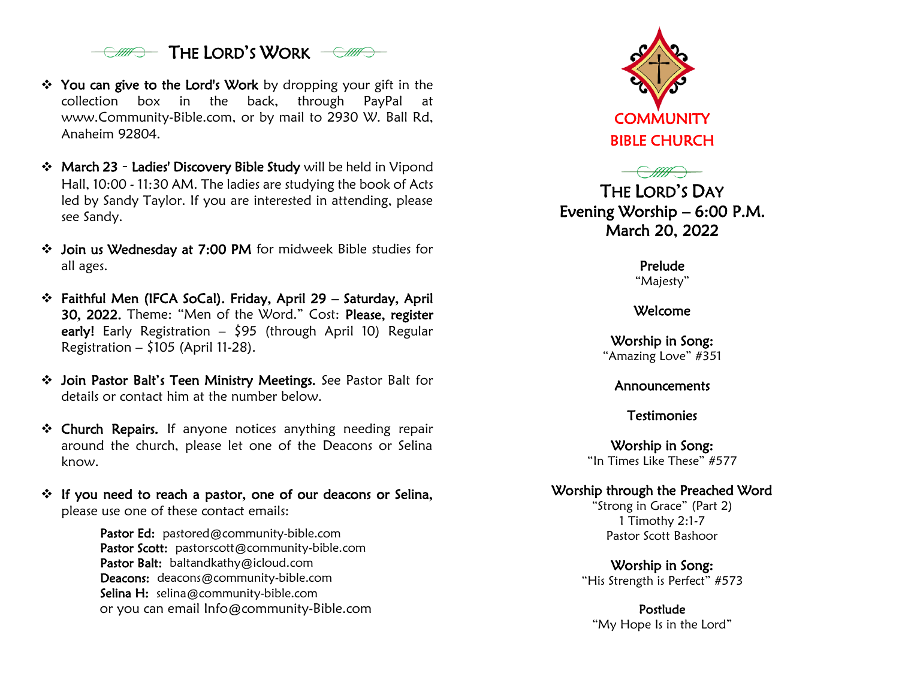## The Lord's Work

- **You can give to the Lord's Work** by dropping your gift in the collection box in the back, through PayPal at www.Community-Bible.com, or by mail to 2930 W. Ball Rd, Anaheim 92804.

- **March 23 - Ladies' Discovery Bible Study** will be held in Vipond Hall, 10:00 - 11:30 AM. The ladies are studying the book of Acts led by Sandy Taylor. If you are interested in attending, please see Sandy.

- **Join us Wednesday at 7:00 PM** for midweek Bible studies for all ages.

- **Faithful Men (IFCA SoCal). Friday, April 29 – Saturday, April 30, 2022.** Theme: "Men of the Word." Cost: **Please, register early!** Early Registration – $95 (through April 10) Regular Registration – $105 (April 11-28).

- **Join Pastor Balt's Teen Ministry Meetings.** See Pastor Balt for details or contact him at the number below.

- **Church Repairs.** If anyone notices anything needing repair around the church, please let one of the Deacons or Selina know.

- **If you need to reach a pastor, one of our deacons or Selina,** please use one of these contact emails:

  **Pastor Ed:** pastored@community-bible.com
  **Pastor Scott:** pastorscott@community-bible.com
  **Pastor Balt:** baltandkathy@icloud.com
  **Deacons:** deacons@community-bible.com
  **Selina H:** selina@community-bible.com
  or you can email Info@community-Bible.com

# COMMUNITY BIBLE CHURCH

## The Lord's Day
### Evening Worship – 6:00 P.M.
### March 20, 2022

**Prelude**
"Majesty"

**Welcome**

**Worship in Song:**
"Amazing Love" #351

**Announcements**

**Testimonies**

**Worship in Song:**
"In Times Like These" #577

**Worship through the Preached Word**
"Strong in Grace" (Part 2)
1 Timothy 2:1-7
Pastor Scott Bashoor

**Worship in Song:**
"His Strength is Perfect" #573

**Postlude**
"My Hope Is in the Lord"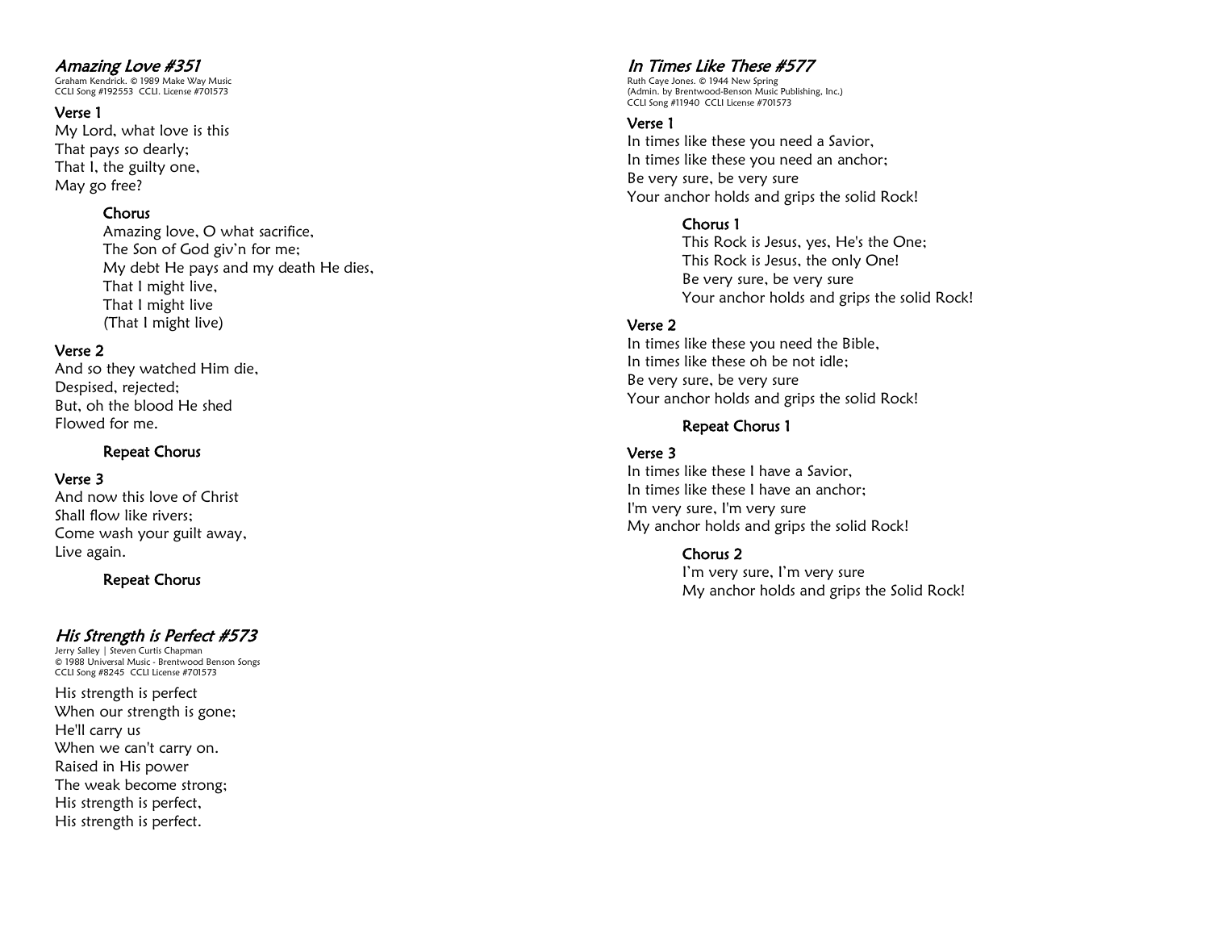## *Amazing Love #351*

Graham Kendrick. © 1989 Make Way Music
CCLI Song #192553 CCLI. License #701573

**Verse 1**

My Lord, what love is this
That pays so dearly;
That I, the guilty one,
May go free?

**Chorus**

Amazing love, O what sacrifice,
The Son of God giv'n for me;
My debt He pays and my death He dies,
That I might live,
That I might live
(That I might live)

**Verse 2**

And so they watched Him die,
Despised, rejected;
But, oh the blood He shed
Flowed for me.

**Repeat Chorus**

**Verse 3**

And now this love of Christ
Shall flow like rivers;
Come wash your guilt away,
Live again.

**Repeat Chorus**

## *His Strength is Perfect #573*

Jerry Salley | Steven Curtis Chapman
© 1988 Universal Music - Brentwood Benson Songs
CCLI Song #8245 CCLI License #701573

His strength is perfect
When our strength is gone;
He'll carry us
When we can't carry on.
Raised in His power
The weak become strong;
His strength is perfect,
His strength is perfect.

## *In Times Like These #577*

Ruth Caye Jones. © 1944 New Spring
(Admin. by Brentwood-Benson Music Publishing, Inc.)
CCLI Song #11940 CCLI License #701573

**Verse 1**

In times like these you need a Savior,
In times like these you need an anchor;
Be very sure, be very sure
Your anchor holds and grips the solid Rock!

**Chorus 1**

This Rock is Jesus, yes, He's the One;
This Rock is Jesus, the only One!
Be very sure, be very sure
Your anchor holds and grips the solid Rock!

**Verse 2**

In times like these you need the Bible,
In times like these oh be not idle;
Be very sure, be very sure
Your anchor holds and grips the solid Rock!

**Repeat Chorus 1**

**Verse 3**

In times like these I have a Savior,
In times like these I have an anchor;
I'm very sure, I'm very sure
My anchor holds and grips the solid Rock!

**Chorus 2**

I'm very sure, I'm very sure
My anchor holds and grips the Solid Rock!